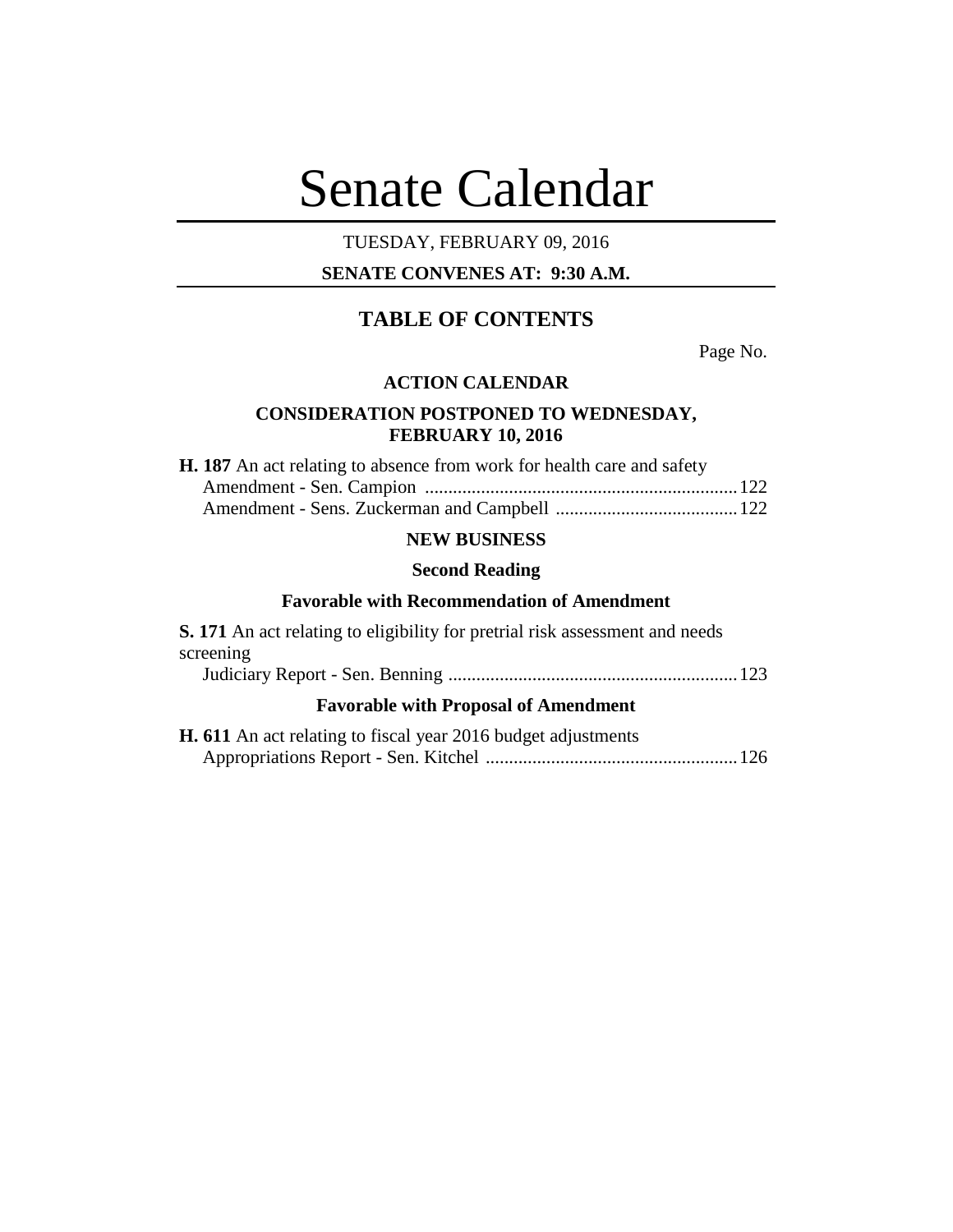# Senate Calendar

TUESDAY, FEBRUARY 09, 2016

**SENATE CONVENES AT: 9:30 A.M.**

## TABLE OF CONTENTS

Page No.

### ACTION CALENDAR

### CONSIDERATION POSTPONED TO WEDNESDAY, FEBRUARY 10, 2016

**H. 187** An act relating to absence from work for health care and safety

Amendment - Sen. Campion ...................................................................122

Amendment - Sens. Zuckerman and Campbell .......................................122

### NEW BUSINESS

#### Second Reading

#### Favorable with Recommendation of Amendment

**S. 171** An act relating to eligibility for pretrial risk assessment and needs screening

Judiciary Report - Sen. Benning ..............................................................123

#### Favorable with Proposal of Amendment

**H. 611** An act relating to fiscal year 2016 budget adjustments

Appropriations Report - Sen. Kitchel ......................................................126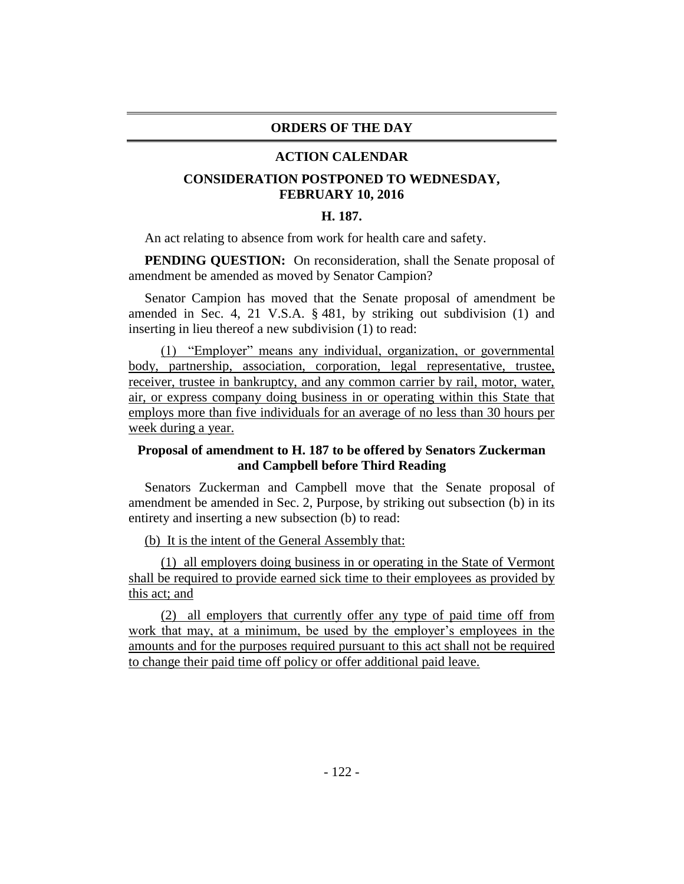## ORDERS OF THE DAY

### ACTION CALENDAR

### CONSIDERATION POSTPONED TO WEDNESDAY, FEBRUARY 10, 2016

### H. 187.

An act relating to absence from work for health care and safety.

**PENDING QUESTION:** On reconsideration, shall the Senate proposal of amendment be amended as moved by Senator Campion?

Senator Campion has moved that the Senate proposal of amendment be amended in Sec. 4, 21 V.S.A. § 481, by striking out subdivision (1) and inserting in lieu thereof a new subdivision (1) to read:

(1) "Employer" means any individual, organization, or governmental body, partnership, association, corporation, legal representative, trustee, receiver, trustee in bankruptcy, and any common carrier by rail, motor, water, air, or express company doing business in or operating within this State that employs more than five individuals for an average of no less than 30 hours per week during a year.

### Proposal of amendment to H. 187 to be offered by Senators Zuckerman and Campbell before Third Reading

Senators Zuckerman and Campbell move that the Senate proposal of amendment be amended in Sec. 2, Purpose, by striking out subsection (b) in its entirety and inserting a new subsection (b) to read:

(b) It is the intent of the General Assembly that:

(1) all employers doing business in or operating in the State of Vermont shall be required to provide earned sick time to their employees as provided by this act; and

(2) all employers that currently offer any type of paid time off from work that may, at a minimum, be used by the employer's employees in the amounts and for the purposes required pursuant to this act shall not be required to change their paid time off policy or offer additional paid leave.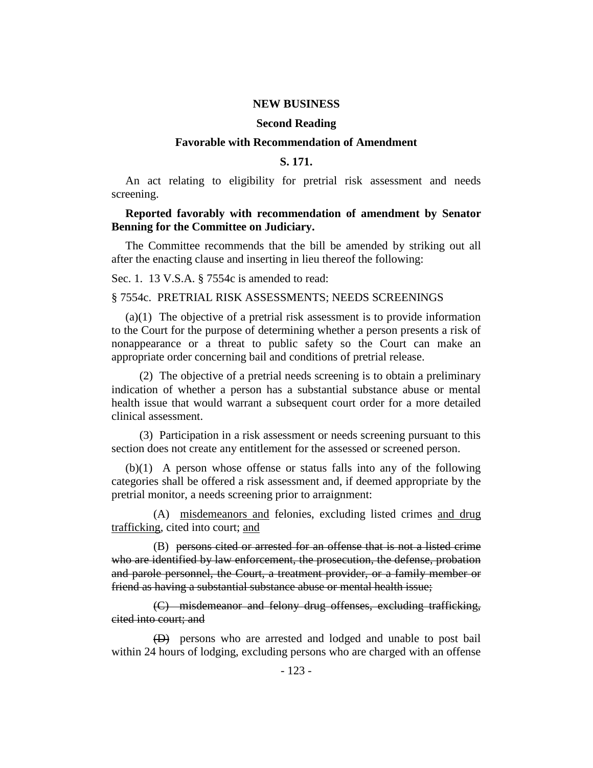**NEW BUSINESS**

**Second Reading**

**Favorable with Recommendation of Amendment**

**S. 171.**

An act relating to eligibility for pretrial risk assessment and needs screening.

**Reported favorably with recommendation of amendment by Senator Benning for the Committee on Judiciary.**

The Committee recommends that the bill be amended by striking out all after the enacting clause and inserting in lieu thereof the following:

Sec. 1. 13 V.S.A. § 7554c is amended to read:

§ 7554c. PRETRIAL RISK ASSESSMENTS; NEEDS SCREENINGS

(a)(1) The objective of a pretrial risk assessment is to provide information to the Court for the purpose of determining whether a person presents a risk of nonappearance or a threat to public safety so the Court can make an appropriate order concerning bail and conditions of pretrial release.

(2) The objective of a pretrial needs screening is to obtain a preliminary indication of whether a person has a substantial substance abuse or mental health issue that would warrant a subsequent court order for a more detailed clinical assessment.

(3) Participation in a risk assessment or needs screening pursuant to this section does not create any entitlement for the assessed or screened person.

(b)(1) A person whose offense or status falls into any of the following categories shall be offered a risk assessment and, if deemed appropriate by the pretrial monitor, a needs screening prior to arraignment:

(A) <u>misdemeanors and</u> felonies, excluding listed crimes <u>and drug trafficking</u>, cited into court; <u>and</u>

(B) ~~persons cited or arrested for an offense that is not a listed crime who are identified by law enforcement, the prosecution, the defense, probation and parole personnel, the Court, a treatment provider, or a family member or friend as having a substantial substance abuse or mental health issue;~~

~~(C) misdemeanor and felony drug offenses, excluding trafficking, cited into court; and~~

~~(D)~~ persons who are arrested and lodged and unable to post bail within 24 hours of lodging, excluding persons who are charged with an offense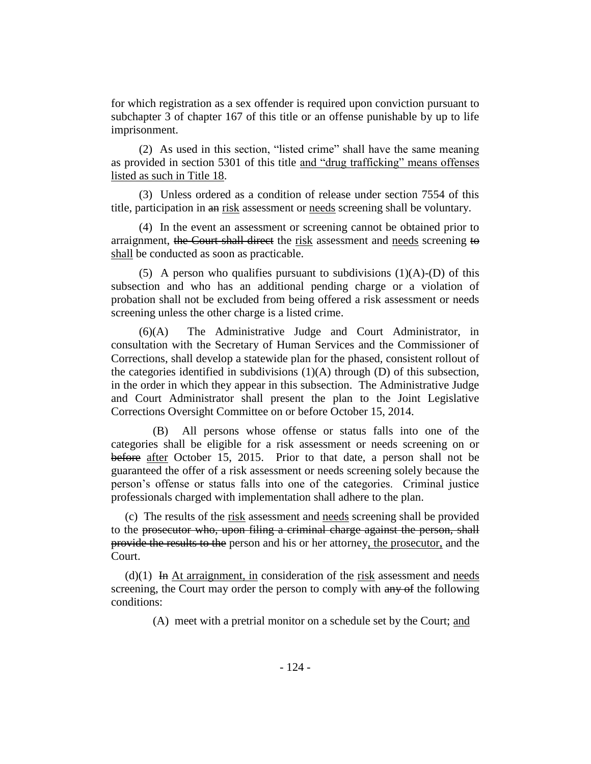for which registration as a sex offender is required upon conviction pursuant to subchapter 3 of chapter 167 of this title or an offense punishable by up to life imprisonment.

(2) As used in this section, "listed crime" shall have the same meaning as provided in section 5301 of this title <u>and "drug trafficking" means offenses listed as such in Title 18</u>.

(3) Unless ordered as a condition of release under section 7554 of this title, participation in ~~an~~ <u>risk</u> assessment or <u>needs</u> screening shall be voluntary.

(4) In the event an assessment or screening cannot be obtained prior to arraignment, ~~the Court shall direct~~ the <u>risk</u> assessment and <u>needs</u> screening ~~to~~ <u>shall</u> be conducted as soon as practicable.

(5) A person who qualifies pursuant to subdivisions (1)(A)-(D) of this subsection and who has an additional pending charge or a violation of probation shall not be excluded from being offered a risk assessment or needs screening unless the other charge is a listed crime.

(6)(A) The Administrative Judge and Court Administrator, in consultation with the Secretary of Human Services and the Commissioner of Corrections, shall develop a statewide plan for the phased, consistent rollout of the categories identified in subdivisions (1)(A) through (D) of this subsection, in the order in which they appear in this subsection. The Administrative Judge and Court Administrator shall present the plan to the Joint Legislative Corrections Oversight Committee on or before October 15, 2014.

(B) All persons whose offense or status falls into one of the categories shall be eligible for a risk assessment or needs screening on or ~~before~~ <u>after</u> October 15, 2015. Prior to that date, a person shall not be guaranteed the offer of a risk assessment or needs screening solely because the person's offense or status falls into one of the categories. Criminal justice professionals charged with implementation shall adhere to the plan.

(c) The results of the <u>risk</u> assessment and <u>needs</u> screening shall be provided to the ~~prosecutor who, upon filing a criminal charge against the person, shall provide the results to the~~ person and his or her attorney<u>, the prosecutor,</u> and the Court.

(d)(1) ~~In~~ <u>At arraignment, in</u> consideration of the <u>risk</u> assessment and <u>needs</u> screening, the Court may order the person to comply with ~~any of~~ the following conditions:

(A) meet with a pretrial monitor on a schedule set by the Court; <u>and</u>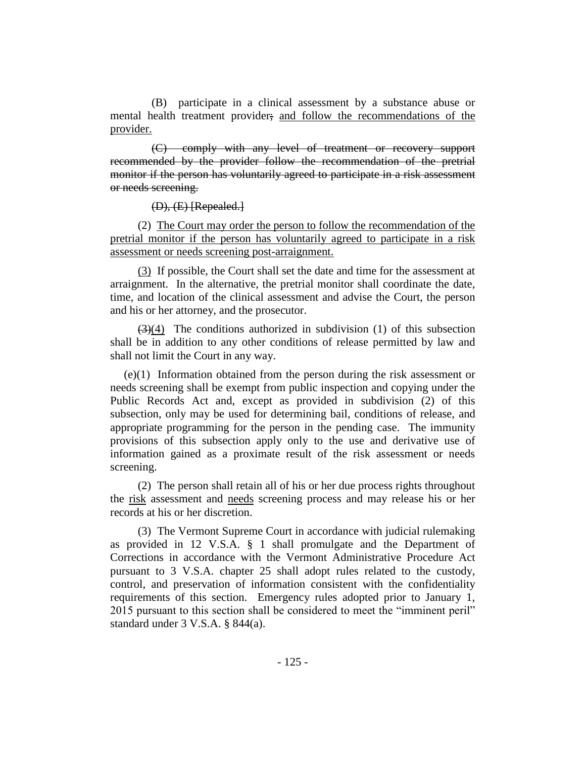(B) participate in a clinical assessment by a substance abuse or mental health treatment provider~~;~~ <u>and follow the recommendations of the provider.</u>

~~(C) comply with any level of treatment or recovery support recommended by the provider follow the recommendation of the pretrial monitor if the person has voluntarily agreed to participate in a risk assessment or needs screening.~~

~~(D), (E) [Repealed.]~~

(2) <u>The Court may order the person to follow the recommendation of the pretrial monitor if the person has voluntarily agreed to participate in a risk assessment or needs screening post-arraignment.</u>

<u>(3)</u> If possible, the Court shall set the date and time for the assessment at arraignment. In the alternative, the pretrial monitor shall coordinate the date, time, and location of the clinical assessment and advise the Court, the person and his or her attorney, and the prosecutor.

~~(3)~~<u>(4)</u> The conditions authorized in subdivision (1) of this subsection shall be in addition to any other conditions of release permitted by law and shall not limit the Court in any way.

(e)(1) Information obtained from the person during the risk assessment or needs screening shall be exempt from public inspection and copying under the Public Records Act and, except as provided in subdivision (2) of this subsection, only may be used for determining bail, conditions of release, and appropriate programming for the person in the pending case. The immunity provisions of this subsection apply only to the use and derivative use of information gained as a proximate result of the risk assessment or needs screening.

(2) The person shall retain all of his or her due process rights throughout the <u>risk</u> assessment and <u>needs</u> screening process and may release his or her records at his or her discretion.

(3) The Vermont Supreme Court in accordance with judicial rulemaking as provided in 12 V.S.A. § 1 shall promulgate and the Department of Corrections in accordance with the Vermont Administrative Procedure Act pursuant to 3 V.S.A. chapter 25 shall adopt rules related to the custody, control, and preservation of information consistent with the confidentiality requirements of this section. Emergency rules adopted prior to January 1, 2015 pursuant to this section shall be considered to meet the "imminent peril" standard under 3 V.S.A. § 844(a).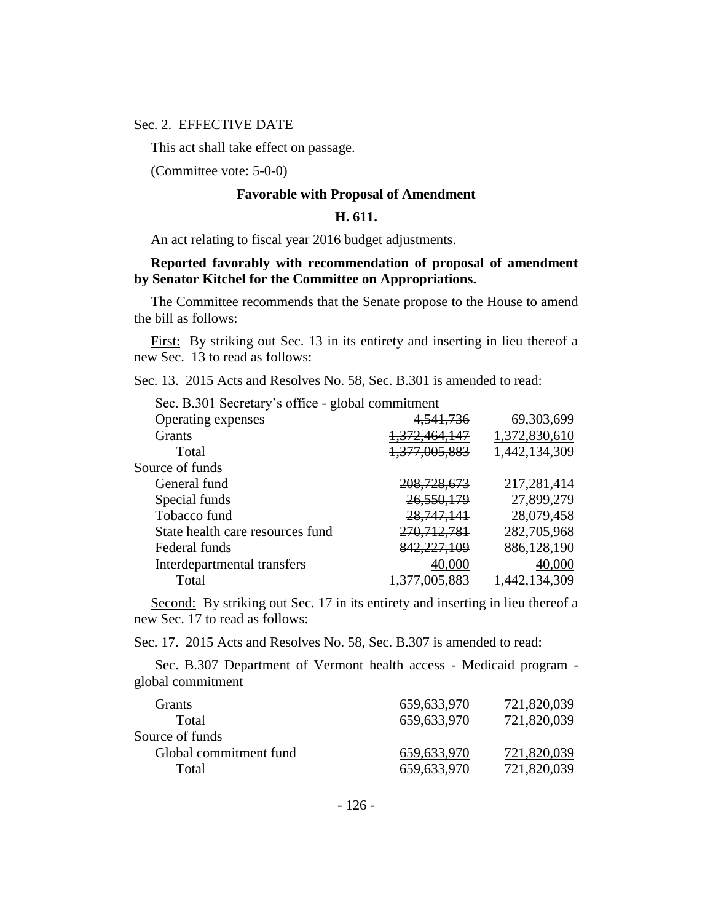Sec. 2. EFFECTIVE DATE

<u>This act shall take effect on passage.</u>

(Committee vote: 5-0-0)

**Favorable with Proposal of Amendment**

**H. 611.**

An act relating to fiscal year 2016 budget adjustments.

**Reported favorably with recommendation of proposal of amendment by Senator Kitchel for the Committee on Appropriations.**

The Committee recommends that the Senate propose to the House to amend the bill as follows:

<u>First:</u> By striking out Sec. 13 in its entirety and inserting in lieu thereof a new Sec. 13 to read as follows:

Sec. 13. 2015 Acts and Resolves No. 58, Sec. B.301 is amended to read:

Sec. B.301 Secretary's office - global commitment

| | | |
|---|---|---|
| Operating expenses | ~~4,541,736~~ | 69,303,699 |
| Grants | ~~1,372,464,147~~ | 1,372,830,610 |
| Total | ~~1,377,005,883~~ | 1,442,134,309 |
| Source of funds | | |
| General fund | ~~208,728,673~~ | 217,281,414 |
| Special funds | ~~26,550,179~~ | 27,899,279 |
| Tobacco fund | ~~28,747,141~~ | 28,079,458 |
| State health care resources fund | ~~270,712,781~~ | 282,705,968 |
| Federal funds | ~~842,227,109~~ | 886,128,190 |
| Interdepartmental transfers | 40,000 | 40,000 |
| Total | ~~1,377,005,883~~ | 1,442,134,309 |

<u>Second:</u> By striking out Sec. 17 in its entirety and inserting in lieu thereof a new Sec. 17 to read as follows:

Sec. 17. 2015 Acts and Resolves No. 58, Sec. B.307 is amended to read:

Sec. B.307 Department of Vermont health access - Medicaid program - global commitment

| | | |
|---|---|---|
| Grants | ~~659,633,970~~ | 721,820,039 |
| Total | ~~659,633,970~~ | 721,820,039 |
| Source of funds | | |
| Global commitment fund | ~~659,633,970~~ | 721,820,039 |
| Total | ~~659,633,970~~ | 721,820,039 |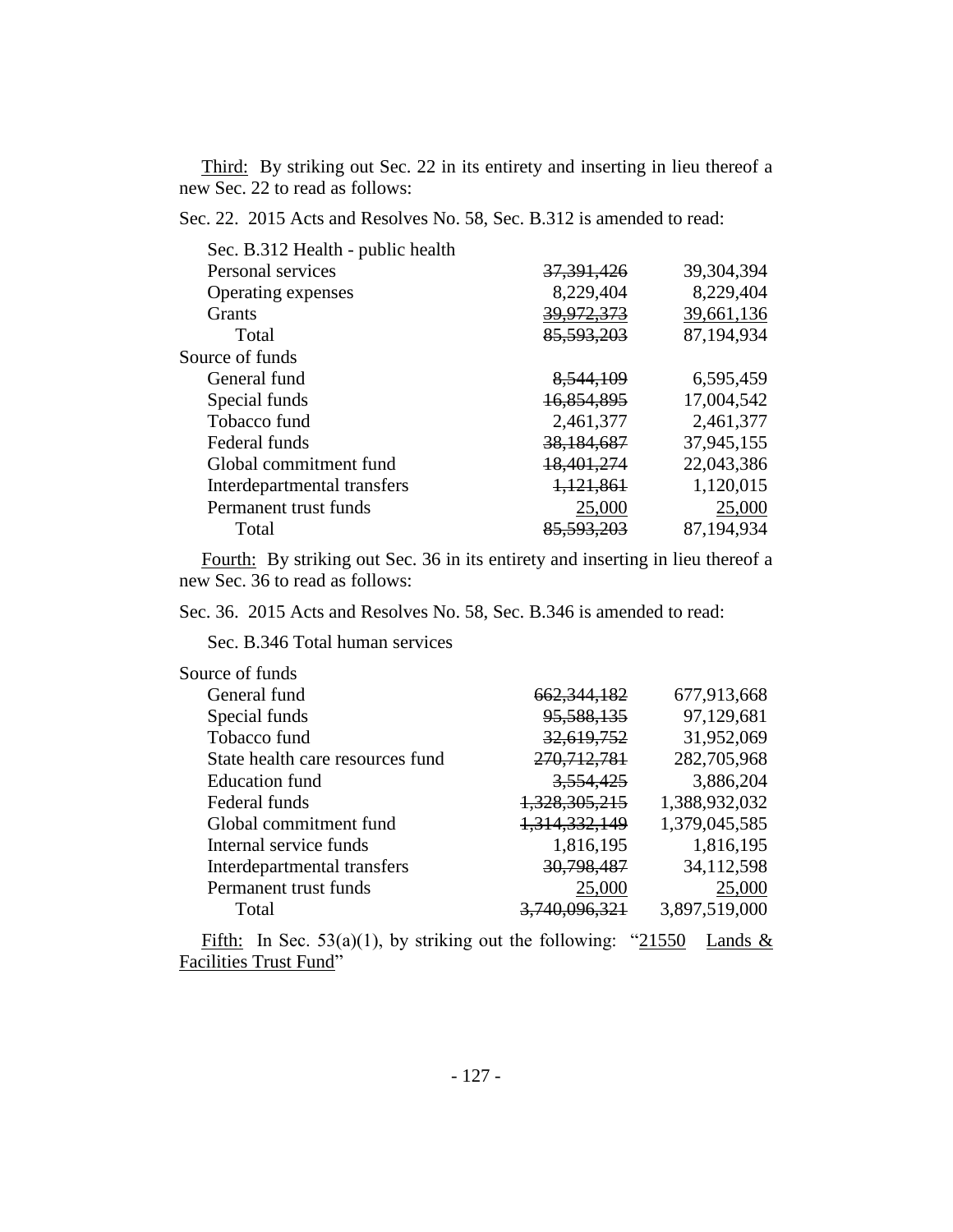<u>Third:</u> By striking out Sec. 22 in its entirety and inserting in lieu thereof a new Sec. 22 to read as follows:

Sec. 22. 2015 Acts and Resolves No. 58, Sec. B.312 is amended to read:

| | | |
|---|---|---|
| Sec. B.312 Health - public health | | |
| Personal services | ~~37,391,426~~ | 39,304,394 |
| Operating expenses | 8,229,404 | 8,229,404 |
| Grants | ~~39,972,373~~ | <u>39,661,136</u> |
| Total | ~~85,593,203~~ | 87,194,934 |
| Source of funds | | |
| General fund | ~~8,544,109~~ | 6,595,459 |
| Special funds | ~~16,854,895~~ | 17,004,542 |
| Tobacco fund | 2,461,377 | 2,461,377 |
| Federal funds | ~~38,184,687~~ | 37,945,155 |
| Global commitment fund | ~~18,401,274~~ | 22,043,386 |
| Interdepartmental transfers | ~~1,121,861~~ | 1,120,015 |
| Permanent trust funds | <u>25,000</u> | <u>25,000</u> |
| Total | ~~85,593,203~~ | 87,194,934 |

<u>Fourth:</u> By striking out Sec. 36 in its entirety and inserting in lieu thereof a new Sec. 36 to read as follows:

Sec. 36. 2015 Acts and Resolves No. 58, Sec. B.346 is amended to read:

Sec. B.346 Total human services

| | | |
|---|---|---|
| Source of funds | | |
| General fund | ~~662,344,182~~ | 677,913,668 |
| Special funds | ~~95,588,135~~ | 97,129,681 |
| Tobacco fund | ~~32,619,752~~ | 31,952,069 |
| State health care resources fund | ~~270,712,781~~ | 282,705,968 |
| Education fund | ~~3,554,425~~ | 3,886,204 |
| Federal funds | ~~1,328,305,215~~ | 1,388,932,032 |
| Global commitment fund | ~~1,314,332,149~~ | 1,379,045,585 |
| Internal service funds | 1,816,195 | 1,816,195 |
| Interdepartmental transfers | ~~30,798,487~~ | 34,112,598 |
| Permanent trust funds | <u>25,000</u> | <u>25,000</u> |
| Total | ~~3,740,096,321~~ | 3,897,519,000 |

<u>Fifth:</u> In Sec. 53(a)(1), by striking out the following: "<u>21550 Lands & Facilities Trust Fund</u>"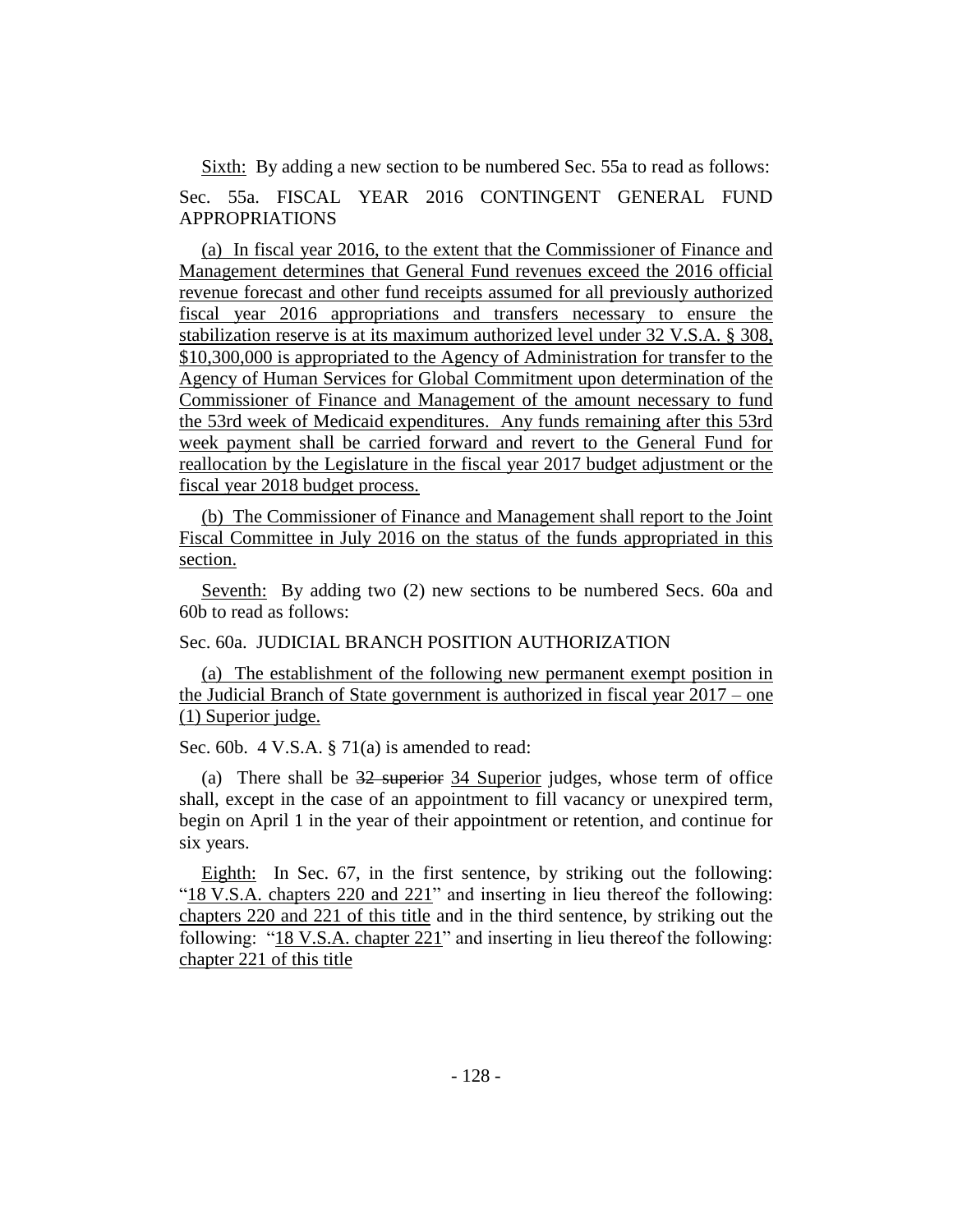Sixth: By adding a new section to be numbered Sec. 55a to read as follows:

Sec. 55a. FISCAL YEAR 2016 CONTINGENT GENERAL FUND APPROPRIATIONS

(a) In fiscal year 2016, to the extent that the Commissioner of Finance and Management determines that General Fund revenues exceed the 2016 official revenue forecast and other fund receipts assumed for all previously authorized fiscal year 2016 appropriations and transfers necessary to ensure the stabilization reserve is at its maximum authorized level under 32 V.S.A. § 308, $10,300,000 is appropriated to the Agency of Administration for transfer to the Agency of Human Services for Global Commitment upon determination of the Commissioner of Finance and Management of the amount necessary to fund the 53rd week of Medicaid expenditures. Any funds remaining after this 53rd week payment shall be carried forward and revert to the General Fund for reallocation by the Legislature in the fiscal year 2017 budget adjustment or the fiscal year 2018 budget process.

(b) The Commissioner of Finance and Management shall report to the Joint Fiscal Committee in July 2016 on the status of the funds appropriated in this section.

Seventh: By adding two (2) new sections to be numbered Secs. 60a and 60b to read as follows:

Sec. 60a. JUDICIAL BRANCH POSITION AUTHORIZATION

(a) The establishment of the following new permanent exempt position in the Judicial Branch of State government is authorized in fiscal year 2017 – one (1) Superior judge.

Sec. 60b. 4 V.S.A. § 71(a) is amended to read:

(a) There shall be ~~32 superior~~ 34 Superior judges, whose term of office shall, except in the case of an appointment to fill vacancy or unexpired term, begin on April 1 in the year of their appointment or retention, and continue for six years.

Eighth: In Sec. 67, in the first sentence, by striking out the following: "18 V.S.A. chapters 220 and 221" and inserting in lieu thereof the following: chapters 220 and 221 of this title and in the third sentence, by striking out the following: "18 V.S.A. chapter 221" and inserting in lieu thereof the following: chapter 221 of this title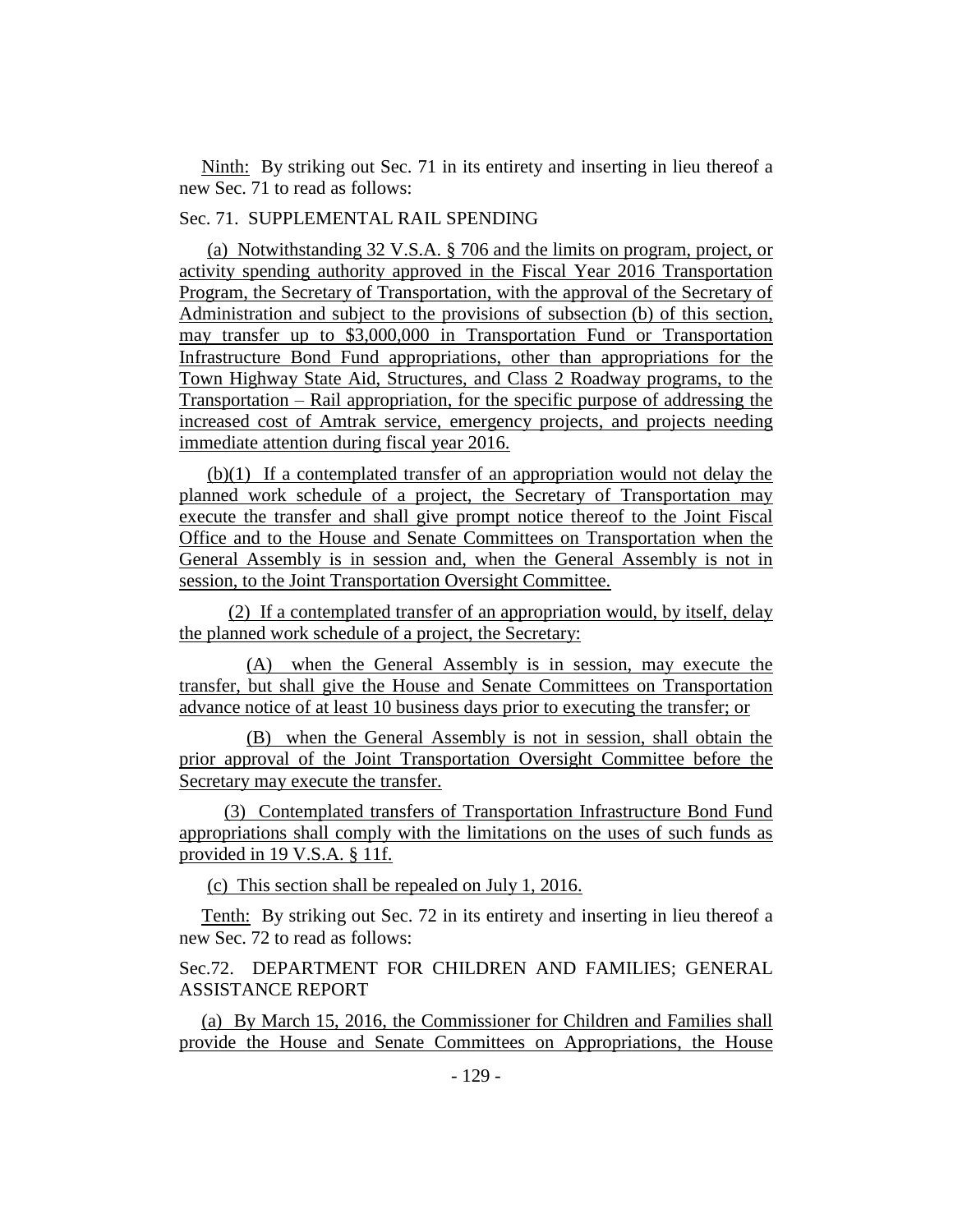Ninth: By striking out Sec. 71 in its entirety and inserting in lieu thereof a new Sec. 71 to read as follows:

Sec. 71. SUPPLEMENTAL RAIL SPENDING

(a) Notwithstanding 32 V.S.A. § 706 and the limits on program, project, or activity spending authority approved in the Fiscal Year 2016 Transportation Program, the Secretary of Transportation, with the approval of the Secretary of Administration and subject to the provisions of subsection (b) of this section, may transfer up to $3,000,000 in Transportation Fund or Transportation Infrastructure Bond Fund appropriations, other than appropriations for the Town Highway State Aid, Structures, and Class 2 Roadway programs, to the Transportation – Rail appropriation, for the specific purpose of addressing the increased cost of Amtrak service, emergency projects, and projects needing immediate attention during fiscal year 2016.

(b)(1) If a contemplated transfer of an appropriation would not delay the planned work schedule of a project, the Secretary of Transportation may execute the transfer and shall give prompt notice thereof to the Joint Fiscal Office and to the House and Senate Committees on Transportation when the General Assembly is in session and, when the General Assembly is not in session, to the Joint Transportation Oversight Committee.

(2) If a contemplated transfer of an appropriation would, by itself, delay the planned work schedule of a project, the Secretary:

(A) when the General Assembly is in session, may execute the transfer, but shall give the House and Senate Committees on Transportation advance notice of at least 10 business days prior to executing the transfer; or

(B) when the General Assembly is not in session, shall obtain the prior approval of the Joint Transportation Oversight Committee before the Secretary may execute the transfer.

(3) Contemplated transfers of Transportation Infrastructure Bond Fund appropriations shall comply with the limitations on the uses of such funds as provided in 19 V.S.A. § 11f.

(c) This section shall be repealed on July 1, 2016.

Tenth: By striking out Sec. 72 in its entirety and inserting in lieu thereof a new Sec. 72 to read as follows:

Sec.72. DEPARTMENT FOR CHILDREN AND FAMILIES; GENERAL ASSISTANCE REPORT

(a) By March 15, 2016, the Commissioner for Children and Families shall provide the House and Senate Committees on Appropriations, the House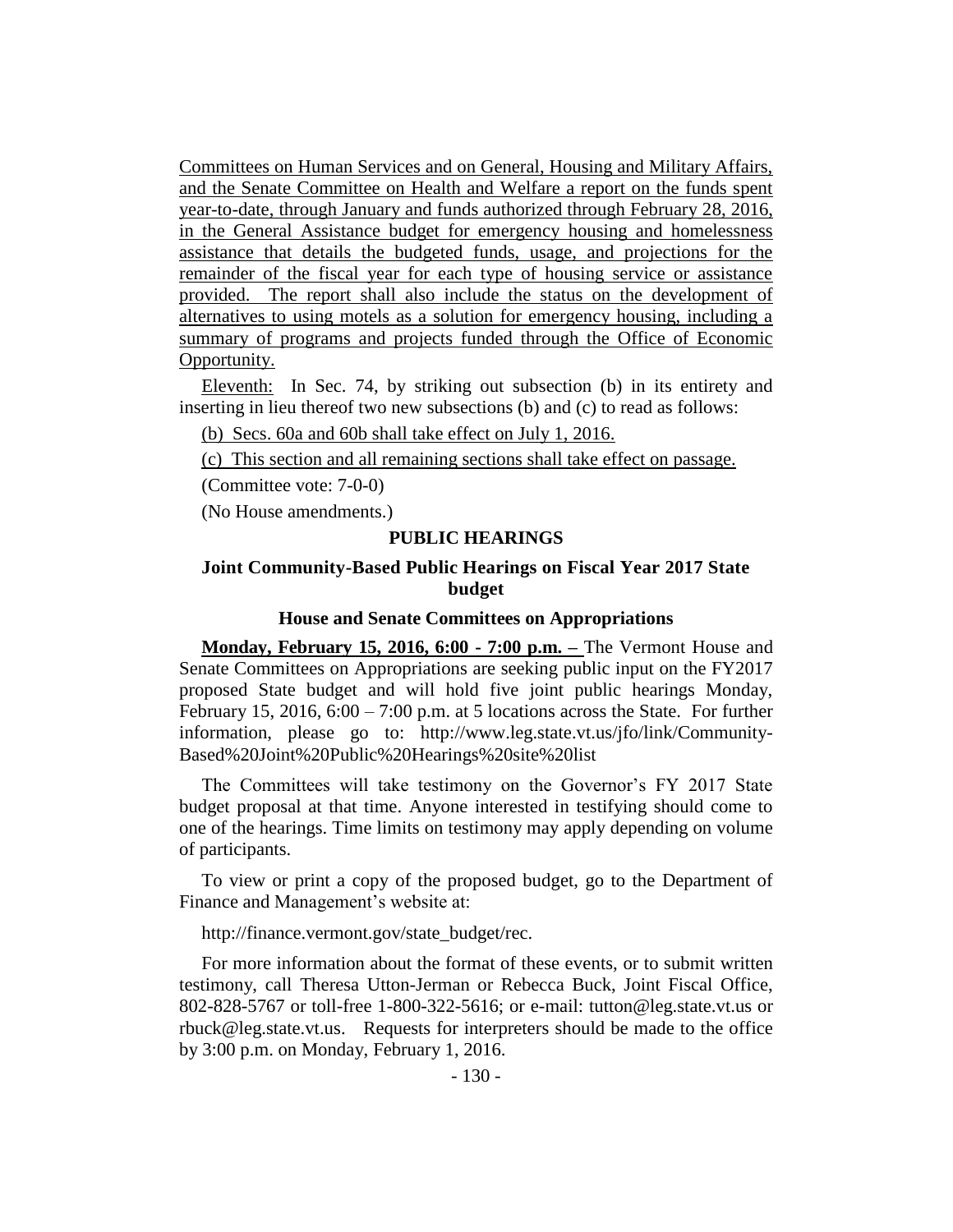Committees on Human Services and on General, Housing and Military Affairs, and the Senate Committee on Health and Welfare a report on the funds spent year-to-date, through January and funds authorized through February 28, 2016, in the General Assistance budget for emergency housing and homelessness assistance that details the budgeted funds, usage, and projections for the remainder of the fiscal year for each type of housing service or assistance provided. The report shall also include the status on the development of alternatives to using motels as a solution for emergency housing, including a summary of programs and projects funded through the Office of Economic Opportunity.

Eleventh: In Sec. 74, by striking out subsection (b) in its entirety and inserting in lieu thereof two new subsections (b) and (c) to read as follows:

(b) Secs. 60a and 60b shall take effect on July 1, 2016.

(c) This section and all remaining sections shall take effect on passage.

(Committee vote: 7-0-0)

(No House amendments.)

## PUBLIC HEARINGS

### Joint Community-Based Public Hearings on Fiscal Year 2017 State budget

### House and Senate Committees on Appropriations

**Monday, February 15, 2016, 6:00 - 7:00 p.m. –** The Vermont House and Senate Committees on Appropriations are seeking public input on the FY2017 proposed State budget and will hold five joint public hearings Monday, February 15, 2016, 6:00 – 7:00 p.m. at 5 locations across the State. For further information, please go to: http://www.leg.state.vt.us/jfo/link/Community-Based%20Joint%20Public%20Hearings%20site%20list

The Committees will take testimony on the Governor's FY 2017 State budget proposal at that time. Anyone interested in testifying should come to one of the hearings. Time limits on testimony may apply depending on volume of participants.

To view or print a copy of the proposed budget, go to the Department of Finance and Management's website at:

http://finance.vermont.gov/state_budget/rec.

For more information about the format of these events, or to submit written testimony, call Theresa Utton-Jerman or Rebecca Buck, Joint Fiscal Office, 802-828-5767 or toll-free 1-800-322-5616; or e-mail: tutton@leg.state.vt.us or rbuck@leg.state.vt.us. Requests for interpreters should be made to the office by 3:00 p.m. on Monday, February 1, 2016.